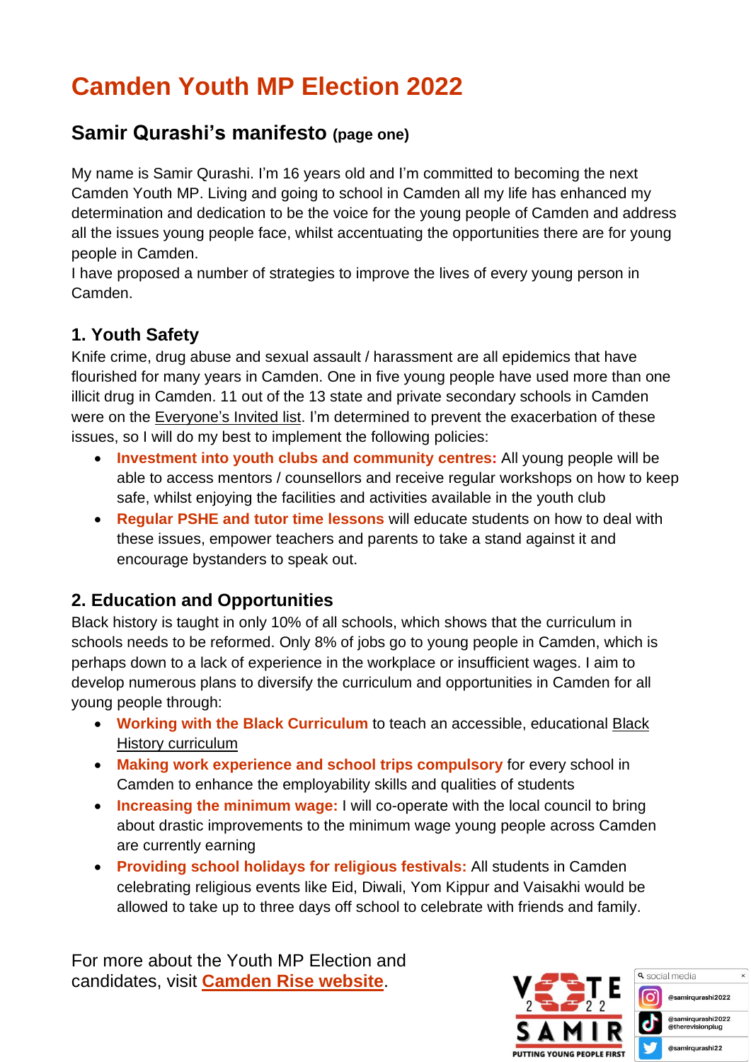# Camden Youth MP Election 2022

## Samir Qurashi's manifesto (page one)

My name is Samir Qurashi. I'm 16 years old and I'm committed to becoming the next Camden Youth MP. Living and going to school in Camden all my life has enhanced my determination and dedication to be the voice for the young people of Camden and address all the issues young people face, whilst accentuating the opportunities there are for young people in Camden.
I have proposed a number of strategies to improve the lives of every young person in Camden.

### 1. Youth Safety

Knife crime, drug abuse and sexual assault / harassment are all epidemics that have flourished for many years in Camden. One in five young people have used more than one illicit drug in Camden. 11 out of the 13 state and private secondary schools in Camden were on the Everyone's Invited list. I'm determined to prevent the exacerbation of these issues, so I will do my best to implement the following policies:

- **Investment into youth clubs and community centres:** All young people will be able to access mentors / counsellors and receive regular workshops on how to keep safe, whilst enjoying the facilities and activities available in the youth club
- **Regular PSHE and tutor time lessons** will educate students on how to deal with these issues, empower teachers and parents to take a stand against it and encourage bystanders to speak out.

### 2. Education and Opportunities

Black history is taught in only 10% of all schools, which shows that the curriculum in schools needs to be reformed. Only 8% of jobs go to young people in Camden, which is perhaps down to a lack of experience in the workplace or insufficient wages. I aim to develop numerous plans to diversify the curriculum and opportunities in Camden for all young people through:

- **Working with the Black Curriculum** to teach an accessible, educational Black History curriculum
- **Making work experience and school trips compulsory** for every school in Camden to enhance the employability skills and qualities of students
- **Increasing the minimum wage:** I will co-operate with the local council to bring about drastic improvements to the minimum wage young people across Camden are currently earning
- **Providing school holidays for religious festivals:** All students in Camden celebrating religious events like Eid, Diwali, Yom Kippur and Vaisakhi would be allowed to take up to three days off school to celebrate with friends and family.

For more about the Youth MP Election and candidates, visit **Camden Rise website**.

VOTE 22 SAMIR
PUTTING YOUNG PEOPLE FIRST

social media
@samirqurashi2022
@samirqurashi2022 @therevisionplug
@samirqurashi22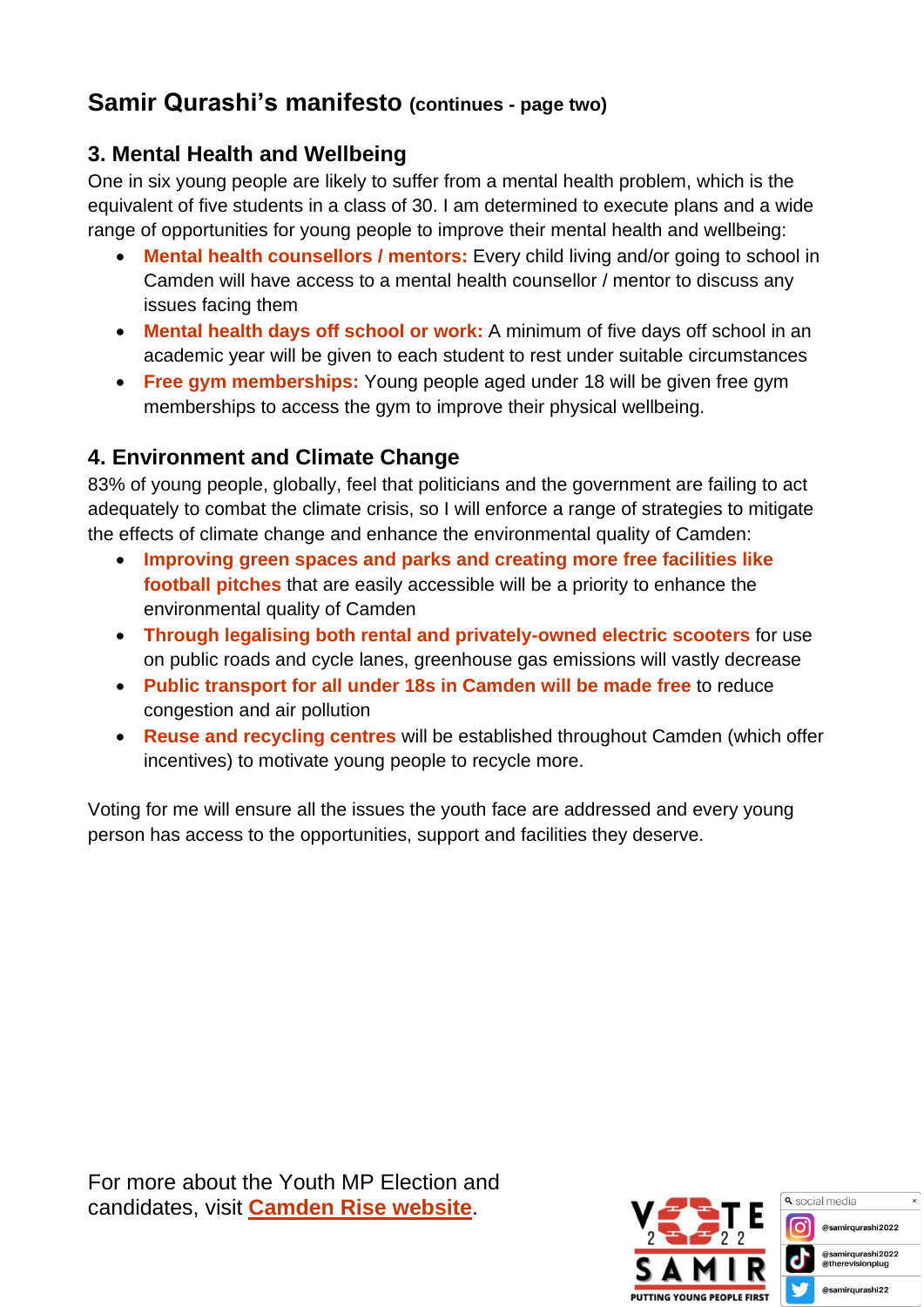## Samir Qurashi's manifesto (continues - page two)

### 3. Mental Health and Wellbeing

One in six young people are likely to suffer from a mental health problem, which is the equivalent of five students in a class of 30. I am determined to execute plans and a wide range of opportunities for young people to improve their mental health and wellbeing:

- **Mental health counsellors / mentors:** Every child living and/or going to school in Camden will have access to a mental health counsellor / mentor to discuss any issues facing them
- **Mental health days off school or work:** A minimum of five days off school in an academic year will be given to each student to rest under suitable circumstances
- **Free gym memberships:** Young people aged under 18 will be given free gym memberships to access the gym to improve their physical wellbeing.

### 4. Environment and Climate Change

83% of young people, globally, feel that politicians and the government are failing to act adequately to combat the climate crisis, so I will enforce a range of strategies to mitigate the effects of climate change and enhance the environmental quality of Camden:

- **Improving green spaces and parks and creating more free facilities like football pitches** that are easily accessible will be a priority to enhance the environmental quality of Camden
- **Through legalising both rental and privately-owned electric scooters** for use on public roads and cycle lanes, greenhouse gas emissions will vastly decrease
- **Public transport for all under 18s in Camden will be made free** to reduce congestion and air pollution
- **Reuse and recycling centres** will be established throughout Camden (which offer incentives) to motivate young people to recycle more.

Voting for me will ensure all the issues the youth face are addressed and every young person has access to the opportunities, support and facilities they deserve.

For more about the Youth MP Election and candidates, visit [Camden Rise website](#).

VOTE 2022 SAMIR
PUTTING YOUNG PEOPLE FIRST

social media
@samirqurashi2022
@samirqurashi2022 @therevisionplug
@samirqurashi22